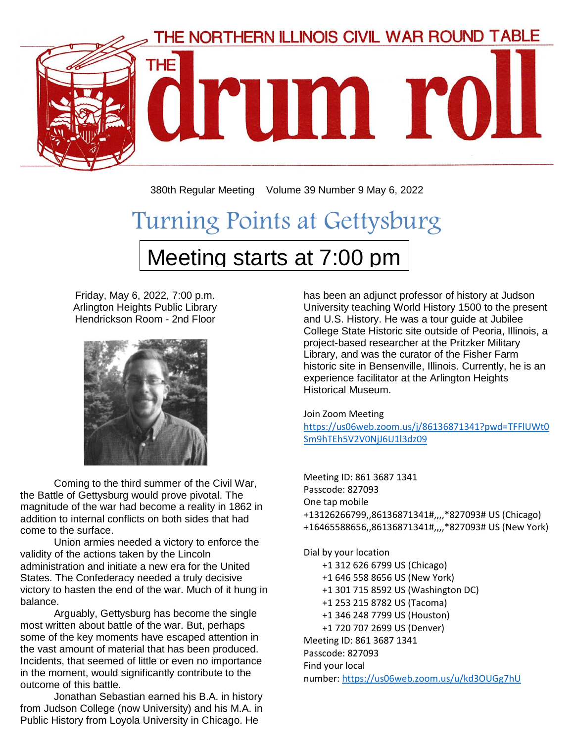# THE NORTHERN ILLINOIS CIVIL WAR ROUND TABLE

# THE drum roll

380th Regular Meeting    Volume 39 Number 9 May 6, 2022

## Turning Points at Gettysburg

**Meeting starts at 7:00 pm**

Friday, May 6, 2022, 7:00 p.m.
Arlington Heights Public Library
Hendrickson Room - 2nd Floor

Coming to the third summer of the Civil War, the Battle of Gettysburg would prove pivotal. The magnitude of the war had become a reality in 1862 in addition to internal conflicts on both sides that had come to the surface.

Union armies needed a victory to enforce the validity of the actions taken by the Lincoln administration and initiate a new era for the United States. The Confederacy needed a truly decisive victory to hasten the end of the war. Much of it hung in balance.

Arguably, Gettysburg has become the single most written about battle of the war. But, perhaps some of the key moments have escaped attention in the vast amount of material that has been produced. Incidents, that seemed of little or even no importance in the moment, would significantly contribute to the outcome of this battle.

Jonathan Sebastian earned his B.A. in history from Judson College (now University) and his M.A. in Public History from Loyola University in Chicago. He has been an adjunct professor of history at Judson University teaching World History 1500 to the present and U.S. History. He was a tour guide at Jubilee College State Historic site outside of Peoria, Illinois, a project-based researcher at the Pritzker Military Library, and was the curator of the Fisher Farm historic site in Bensenville, Illinois. Currently, he is an experience facilitator at the Arlington Heights Historical Museum.

Join Zoom Meeting
https://us06web.zoom.us/j/86136871341?pwd=TFFlUWt0Sm9hTEh5V2V0NjJ6U1l3dz09

Meeting ID: 861 3687 1341
Passcode: 827093
One tap mobile
+13126266799,,86136871341#,,,,*827093# US (Chicago)
+16465588656,,86136871341#,,,,*827093# US (New York)

Dial by your location
+1 312 626 6799 US (Chicago)
+1 646 558 8656 US (New York)
+1 301 715 8592 US (Washington DC)
+1 253 215 8782 US (Tacoma)
+1 346 248 7799 US (Houston)
+1 720 707 2699 US (Denver)
Meeting ID: 861 3687 1341
Passcode: 827093
Find your local number: https://us06web.zoom.us/u/kd3OUGg7hU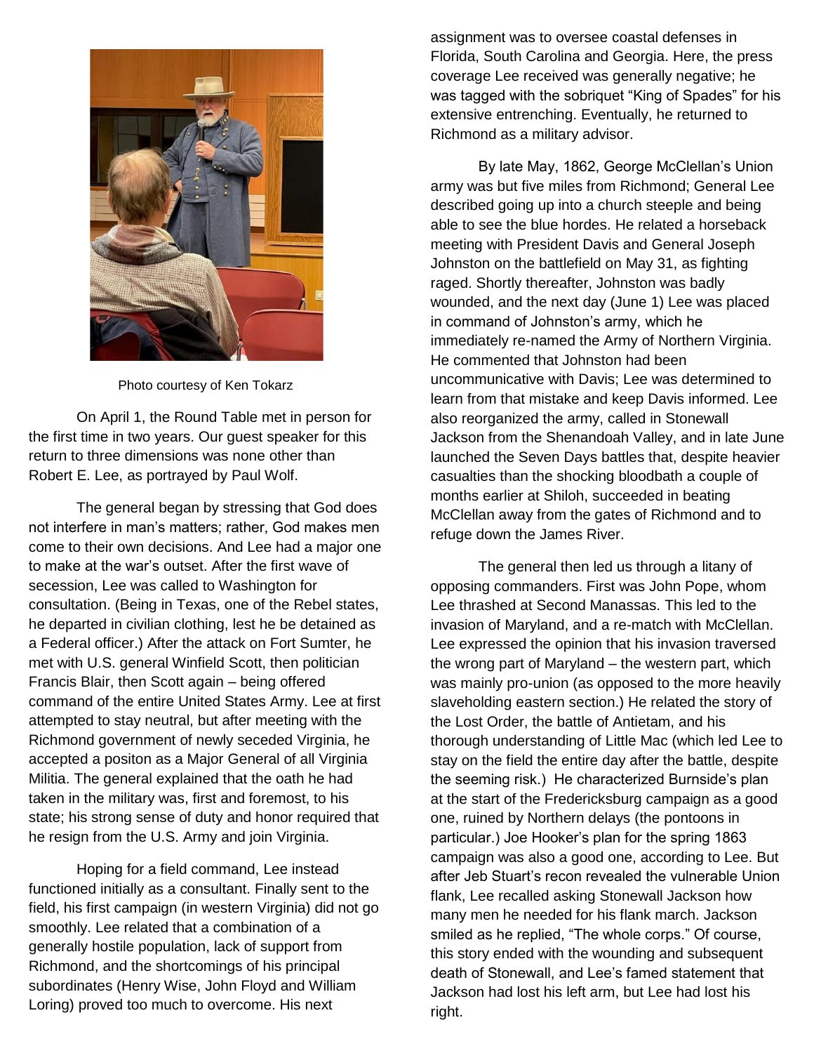Photo courtesy of Ken Tokarz

On April 1, the Round Table met in person for the first time in two years. Our guest speaker for this return to three dimensions was none other than Robert E. Lee, as portrayed by Paul Wolf.

The general began by stressing that God does not interfere in man's matters; rather, God makes men come to their own decisions. And Lee had a major one to make at the war's outset. After the first wave of secession, Lee was called to Washington for consultation. (Being in Texas, one of the Rebel states, he departed in civilian clothing, lest he be detained as a Federal officer.) After the attack on Fort Sumter, he met with U.S. general Winfield Scott, then politician Francis Blair, then Scott again – being offered command of the entire United States Army. Lee at first attempted to stay neutral, but after meeting with the Richmond government of newly seceded Virginia, he accepted a positon as a Major General of all Virginia Militia. The general explained that the oath he had taken in the military was, first and foremost, to his state; his strong sense of duty and honor required that he resign from the U.S. Army and join Virginia.

Hoping for a field command, Lee instead functioned initially as a consultant. Finally sent to the field, his first campaign (in western Virginia) did not go smoothly. Lee related that a combination of a generally hostile population, lack of support from Richmond, and the shortcomings of his principal subordinates (Henry Wise, John Floyd and William Loring) proved too much to overcome. His next assignment was to oversee coastal defenses in Florida, South Carolina and Georgia. Here, the press coverage Lee received was generally negative; he was tagged with the sobriquet "King of Spades" for his extensive entrenching. Eventually, he returned to Richmond as a military advisor.

By late May, 1862, George McClellan's Union army was but five miles from Richmond; General Lee described going up into a church steeple and being able to see the blue hordes. He related a horseback meeting with President Davis and General Joseph Johnston on the battlefield on May 31, as fighting raged. Shortly thereafter, Johnston was badly wounded, and the next day (June 1) Lee was placed in command of Johnston's army, which he immediately re-named the Army of Northern Virginia. He commented that Johnston had been uncommunicative with Davis; Lee was determined to learn from that mistake and keep Davis informed. Lee also reorganized the army, called in Stonewall Jackson from the Shenandoah Valley, and in late June launched the Seven Days battles that, despite heavier casualties than the shocking bloodbath a couple of months earlier at Shiloh, succeeded in beating McClellan away from the gates of Richmond and to refuge down the James River.

The general then led us through a litany of opposing commanders. First was John Pope, whom Lee thrashed at Second Manassas. This led to the invasion of Maryland, and a re-match with McClellan. Lee expressed the opinion that his invasion traversed the wrong part of Maryland – the western part, which was mainly pro-union (as opposed to the more heavily slaveholding eastern section.) He related the story of the Lost Order, the battle of Antietam, and his thorough understanding of Little Mac (which led Lee to stay on the field the entire day after the battle, despite the seeming risk.) He characterized Burnside's plan at the start of the Fredericksburg campaign as a good one, ruined by Northern delays (the pontoons in particular.) Joe Hooker's plan for the spring 1863 campaign was also a good one, according to Lee. But after Jeb Stuart's recon revealed the vulnerable Union flank, Lee recalled asking Stonewall Jackson how many men he needed for his flank march. Jackson smiled as he replied, "The whole corps." Of course, this story ended with the wounding and subsequent death of Stonewall, and Lee's famed statement that Jackson had lost his left arm, but Lee had lost his right.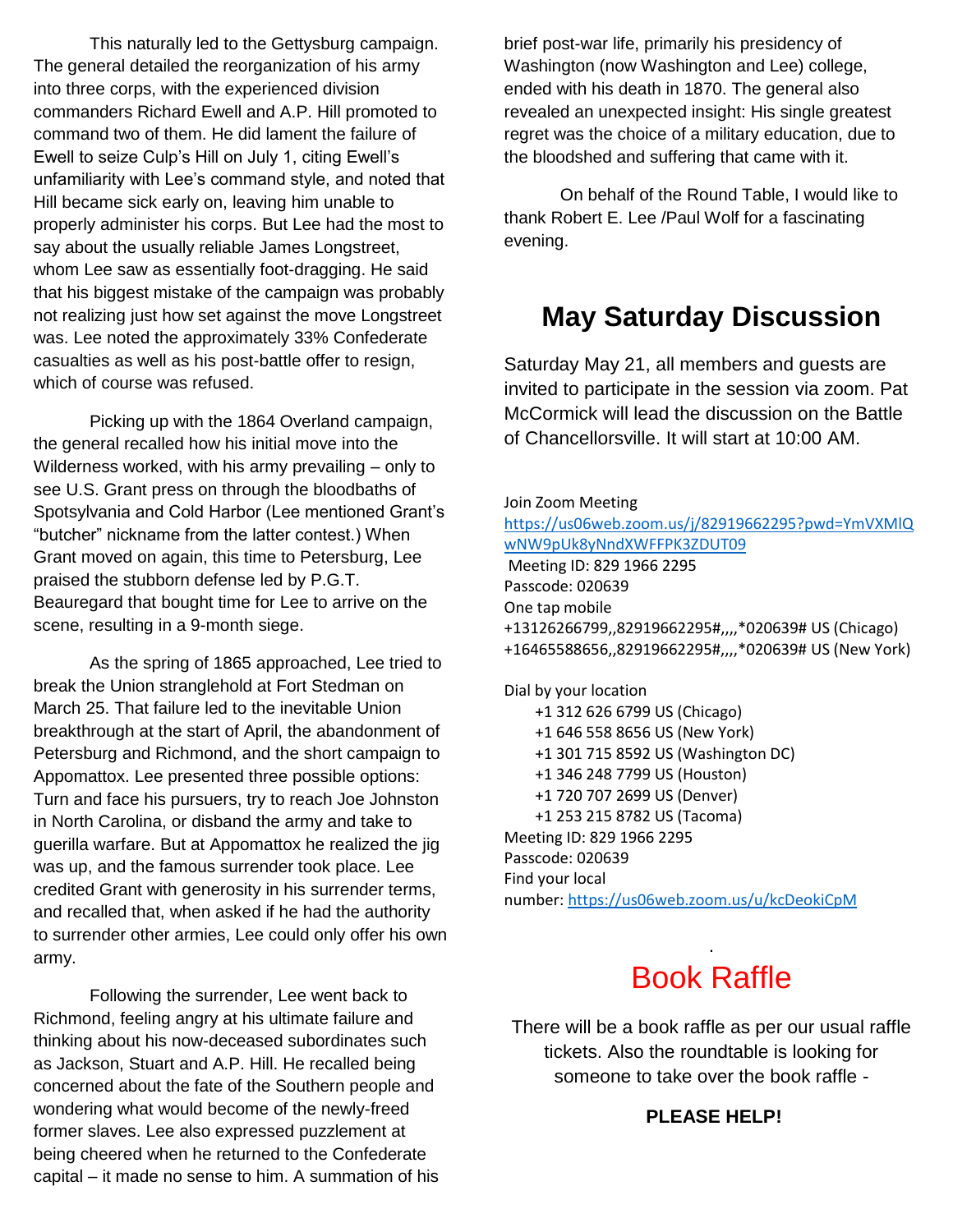This naturally led to the Gettysburg campaign. The general detailed the reorganization of his army into three corps, with the experienced division commanders Richard Ewell and A.P. Hill promoted to command two of them. He did lament the failure of Ewell to seize Culp's Hill on July 1, citing Ewell's unfamiliarity with Lee's command style, and noted that Hill became sick early on, leaving him unable to properly administer his corps. But Lee had the most to say about the usually reliable James Longstreet, whom Lee saw as essentially foot-dragging. He said that his biggest mistake of the campaign was probably not realizing just how set against the move Longstreet was. Lee noted the approximately 33% Confederate casualties as well as his post-battle offer to resign, which of course was refused.

Picking up with the 1864 Overland campaign, the general recalled how his initial move into the Wilderness worked, with his army prevailing – only to see U.S. Grant press on through the bloodbaths of Spotsylvania and Cold Harbor (Lee mentioned Grant's "butcher" nickname from the latter contest.) When Grant moved on again, this time to Petersburg, Lee praised the stubborn defense led by P.G.T. Beauregard that bought time for Lee to arrive on the scene, resulting in a 9-month siege.

As the spring of 1865 approached, Lee tried to break the Union stranglehold at Fort Stedman on March 25. That failure led to the inevitable Union breakthrough at the start of April, the abandonment of Petersburg and Richmond, and the short campaign to Appomattox. Lee presented three possible options: Turn and face his pursuers, try to reach Joe Johnston in North Carolina, or disband the army and take to guerilla warfare. But at Appomattox he realized the jig was up, and the famous surrender took place. Lee credited Grant with generosity in his surrender terms, and recalled that, when asked if he had the authority to surrender other armies, Lee could only offer his own army.

Following the surrender, Lee went back to Richmond, feeling angry at his ultimate failure and thinking about his now-deceased subordinates such as Jackson, Stuart and A.P. Hill. He recalled being concerned about the fate of the Southern people and wondering what would become of the newly-freed former slaves. Lee also expressed puzzlement at being cheered when he returned to the Confederate capital – it made no sense to him. A summation of his brief post-war life, primarily his presidency of Washington (now Washington and Lee) college, ended with his death in 1870. The general also revealed an unexpected insight: His single greatest regret was the choice of a military education, due to the bloodshed and suffering that came with it.

On behalf of the Round Table, I would like to thank Robert E. Lee /Paul Wolf for a fascinating evening.

## May Saturday Discussion

Saturday May 21, all members and guests are invited to participate in the session via zoom. Pat McCormick will lead the discussion on the Battle of Chancellorsville. It will start at 10:00 AM.

Join Zoom Meeting
https://us06web.zoom.us/j/82919662295?pwd=YmVXMlQwNW9pUk8yNndXWFFPK3ZDUT09
Meeting ID: 829 1966 2295
Passcode: 020639
One tap mobile
+13126266799,,82919662295#,,,,*020639# US (Chicago)
+16465588656,,82919662295#,,,,*020639# US (New York)

Dial by your location
+1 312 626 6799 US (Chicago)
+1 646 558 8656 US (New York)
+1 301 715 8592 US (Washington DC)
+1 346 248 7799 US (Houston)
+1 720 707 2699 US (Denver)
+1 253 215 8782 US (Tacoma)
Meeting ID: 829 1966 2295
Passcode: 020639
Find your local number: https://us06web.zoom.us/u/kcDeokiCpM

## Book Raffle

There will be a book raffle as per our usual raffle tickets. Also the roundtable is looking for someone to take over the book raffle -

**PLEASE HELP!**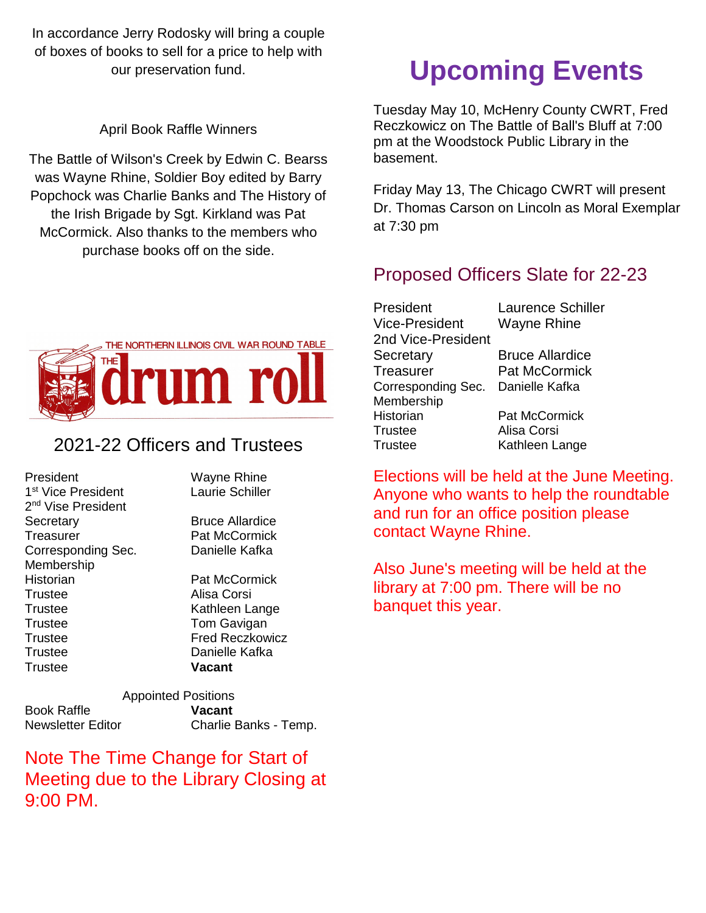In accordance Jerry Rodosky will bring a couple of boxes of books to sell for a price to help with our preservation fund.

April Book Raffle Winners

The Battle of Wilson's Creek by Edwin C. Bearss was Wayne Rhine, Soldier Boy edited by Barry Popchock was Charlie Banks and The History of the Irish Brigade by Sgt. Kirkland was Pat McCormick. Also thanks to the members who purchase books off on the side.

THE NORTHERN ILLINOIS CIVIL WAR ROUND TABLE
THE drum roll

## 2021-22 Officers and Trustees

| | |
|---|---|
| President | Wayne Rhine |
| 1st Vice President | Laurie Schiller |
| 2nd Vise President | |
| Secretary | Bruce Allardice |
| Treasurer | Pat McCormick |
| Corresponding Sec. | Danielle Kafka |
| Membership | |
| Historian | Pat McCormick |
| Trustee | Alisa Corsi |
| Trustee | Kathleen Lange |
| Trustee | Tom Gavigan |
| Trustee | Fred Reczkowicz |
| Trustee | Danielle Kafka |
| Trustee | **Vacant** |

Appointed Positions

| | |
|---|---|
| Book Raffle | **Vacant** |
| Newsletter Editor | Charlie Banks - Temp. |

Note The Time Change for Start of Meeting due to the Library Closing at 9:00 PM.

# Upcoming Events

Tuesday May 10, McHenry County CWRT, Fred Reczkowicz on The Battle of Ball's Bluff at 7:00 pm at the Woodstock Public Library in the basement.

Friday May 13, The Chicago CWRT will present Dr. Thomas Carson on Lincoln as Moral Exemplar at 7:30 pm

## Proposed Officers Slate for 22-23

| | |
|---|---|
| President | Laurence Schiller |
| Vice-President | Wayne Rhine |
| 2nd Vice-President | |
| Secretary | Bruce Allardice |
| Treasurer | Pat McCormick |
| Corresponding Sec. | Danielle Kafka |
| Membership | |
| Historian | Pat McCormick |
| Trustee | Alisa Corsi |
| Trustee | Kathleen Lange |

Elections will be held at the June Meeting. Anyone who wants to help the roundtable and run for an office position please contact Wayne Rhine.

Also June's meeting will be held at the library at 7:00 pm. There will be no banquet this year.